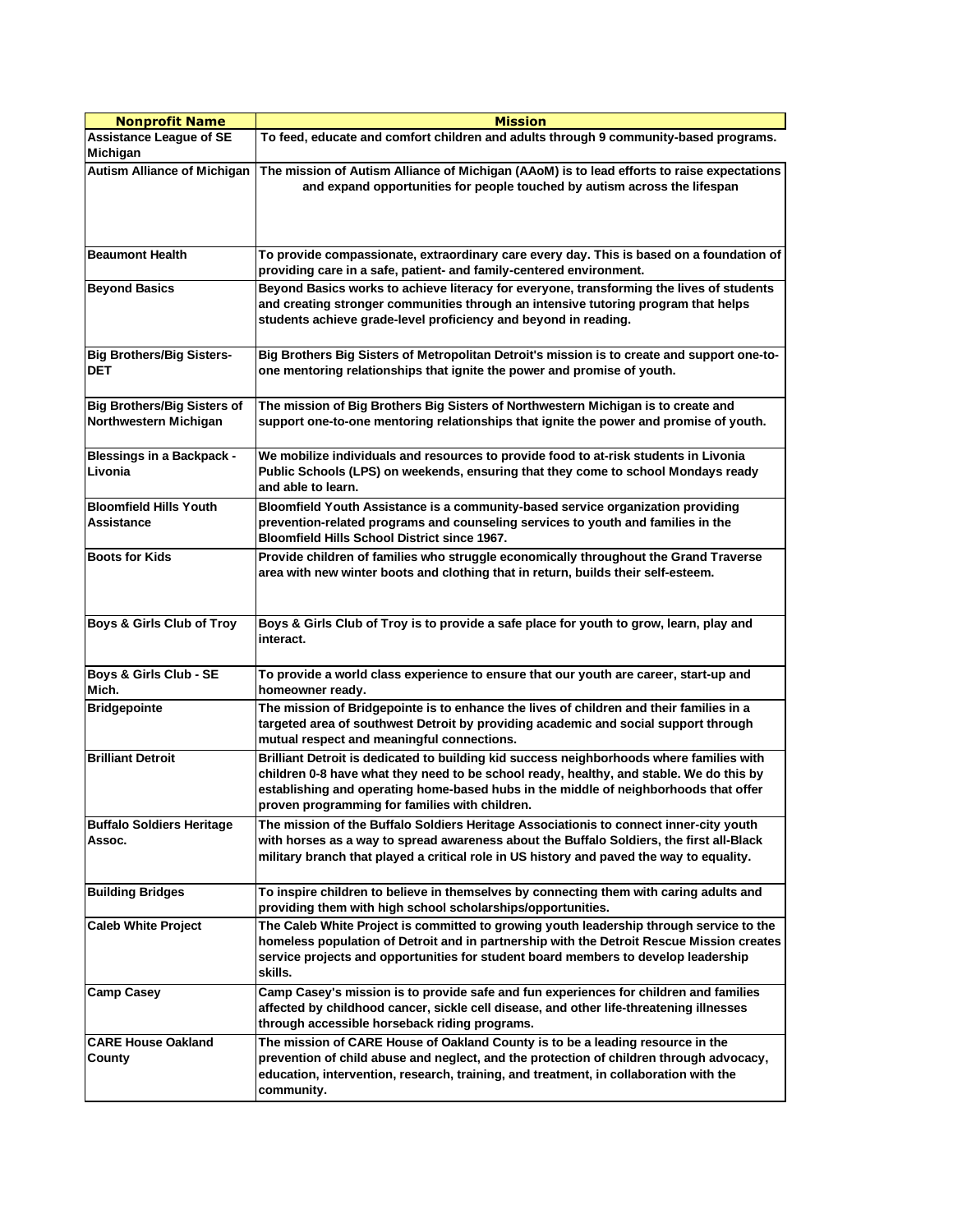| Nonprofit Name | Mission |
|---|---|
| Assistance League of SE Michigan | To feed, educate and comfort children and adults through 9 community-based programs. |
| Autism Alliance of Michigan | The mission of Autism Alliance of Michigan (AAoM) is to lead efforts to raise expectations and expand opportunities for people touched by autism across the lifespan |
| Beaumont Health | To provide compassionate, extraordinary care every day. This is based on a foundation of providing care in a safe, patient- and family-centered environment. |
| Beyond Basics | Beyond Basics works to achieve literacy for everyone, transforming the lives of students and creating stronger communities through an intensive tutoring program that helps students achieve grade-level proficiency and beyond in reading. |
| Big Brothers/Big Sisters-DET | Big Brothers Big Sisters of Metropolitan Detroit's mission is to create and support one-to-one mentoring relationships that ignite the power and promise of youth. |
| Big Brothers/Big Sisters of Northwestern Michigan | The mission of Big Brothers Big Sisters of Northwestern Michigan is to create and support one-to-one mentoring relationships that ignite the power and promise of youth. |
| Blessings in a Backpack - Livonia | We mobilize individuals and resources to provide food to at-risk students in Livonia Public Schools (LPS) on weekends, ensuring that they come to school Mondays ready and able to learn. |
| Bloomfield Hills Youth Assistance | Bloomfield Youth Assistance is a community-based service organization providing prevention-related programs and counseling services to youth and families in the Bloomfield Hills School District since 1967. |
| Boots for Kids | Provide children of families who struggle economically throughout the Grand Traverse area with new winter boots and clothing that in return, builds their self-esteem. |
| Boys & Girls Club of Troy | Boys & Girls Club of Troy is to provide a safe place for youth to grow, learn, play and interact. |
| Boys & Girls Club - SE Mich. | To provide a world class experience to ensure that our youth are career, start-up and homeowner ready. |
| Bridgepointe | The mission of Bridgepointe is to enhance the lives of children and their families in a targeted area of southwest Detroit by providing academic and social support through mutual respect and meaningful connections. |
| Brilliant Detroit | Brilliant Detroit is dedicated to building kid success neighborhoods where families with children 0-8 have what they need to be school ready, healthy, and stable. We do this by establishing and operating home-based hubs in the middle of neighborhoods that offer proven programming for families with children. |
| Buffalo Soldiers Heritage Assoc. | The mission of the Buffalo Soldiers Heritage Associationis to connect inner-city youth with horses as a way to spread awareness about the Buffalo Soldiers, the first all-Black military branch that played a critical role in US history and paved the way to equality. |
| Building Bridges | To inspire children to believe in themselves by connecting them with caring adults and providing them with high school scholarships/opportunities. |
| Caleb White Project | The Caleb White Project is committed to growing youth leadership through service to the homeless population of Detroit and in partnership with the Detroit Rescue Mission creates service projects and opportunities for student board members to develop leadership skills. |
| Camp Casey | Camp Casey's mission is to provide safe and fun experiences for children and families affected by childhood cancer, sickle cell disease, and other life-threatening illnesses through accessible horseback riding programs. |
| CARE House Oakland County | The mission of CARE House of Oakland County is to be a leading resource in the prevention of child abuse and neglect, and the protection of children through advocacy, education, intervention, research, training, and treatment, in collaboration with the community. |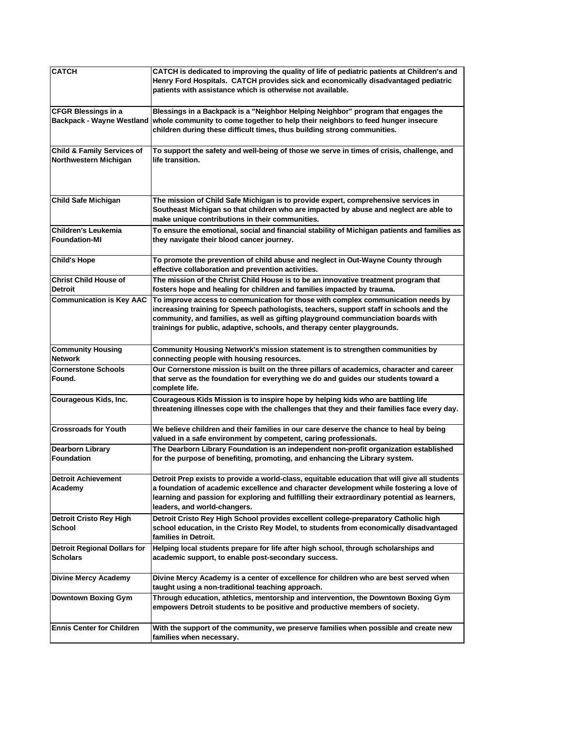| | |
|---|---|
| CATCH | CATCH is dedicated to improving the quality of life of pediatric patients at Children's and Henry Ford Hospitals. CATCH provides sick and economically disadvantaged pediatric patients with assistance which is otherwise not available. |
| CFGR Blessings in a Backpack - Wayne Westland | Blessings in a Backpack is a "Neighbor Helping Neighbor" program that engages the whole community to come together to help their neighbors to feed hunger insecure children during these difficult times, thus building strong communities. |
| Child & Family Services of Northwestern Michigan | To support the safety and well-being of those we serve in times of crisis, challenge, and life transition. |
| Child Safe Michigan | The mission of Child Safe Michigan is to provide expert, comprehensive services in Southeast Michigan so that children who are impacted by abuse and neglect are able to make unique contributions in their communities. |
| Children's Leukemia Foundation-MI | To ensure the emotional, social and financial stability of Michigan patients and families as they navigate their blood cancer journey. |
| Child's Hope | To promote the prevention of child abuse and neglect in Out-Wayne County through effective collaboration and prevention activities. |
| Christ Child House of Detroit | The mission of the Christ Child House is to be an innovative treatment program that fosters hope and healing for children and families impacted by trauma. |
| Communication is Key AAC | To improve access to communication for those with complex communication needs by increasing training for Speech pathologists, teachers, support staff in schools and the community, and families, as well as gifting playground communciation boards with trainings for public, adaptive, schools, and therapy center playgrounds. |
| Community Housing Network | Community Housing Network's mission statement is to strengthen communities by connecting people with housing resources. |
| Cornerstone Schools Found. | Our Cornerstone mission is built on the three pillars of academics, character and career that serve as the foundation for everything we do and guides our students toward a complete life. |
| Courageous Kids, Inc. | Courageous Kids Mission is to inspire hope by helping kids who are battling life threatening illnesses cope with the challenges that they and their families face every day. |
| Crossroads for Youth | We believe children and their families in our care deserve the chance to heal by being valued in a safe environment by competent, caring professionals. |
| Dearborn Library Foundation | The Dearborn Library Foundation is an independent non-profit organization established for the purpose of benefiting, promoting, and enhancing the Library system. |
| Detroit Achievement Academy | Detroit Prep exists to provide a world-class, equitable education that will give all students a foundation of academic excellence and character development while fostering a love of learning and passion for exploring and fulfilling their extraordinary potential as learners, leaders, and world-changers. |
| Detroit Cristo Rey High School | Detroit Cristo Rey High School provides excellent college-preparatory Catholic high school education, in the Cristo Rey Model, to students from economically disadvantaged families in Detroit. |
| Detroit Regional Dollars for Scholars | Helping local students prepare for life after high school, through scholarships and academic support, to enable post-secondary success. |
| Divine Mercy Academy | Divine Mercy Academy is a center of excellence for children who are best served when taught using a non-traditional teaching approach. |
| Downtown Boxing Gym | Through education, athletics, mentorship and intervention, the Downtown Boxing Gym empowers Detroit students to be positive and productive members of society. |
| Ennis Center for Children | With the support of the community, we preserve families when possible and create new families when necessary. |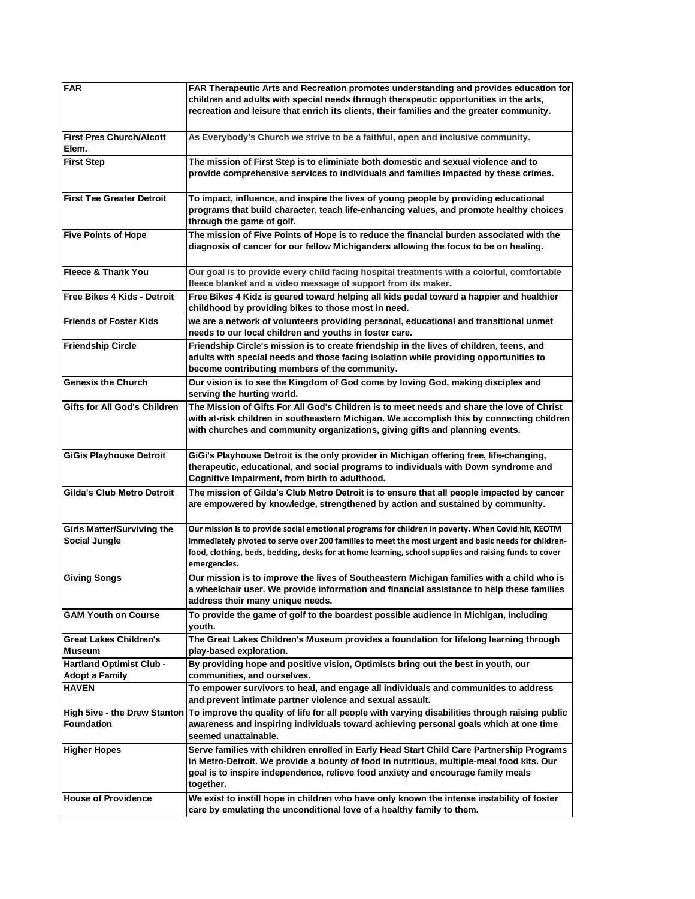| FAR | FAR Therapeutic Arts and Recreation promotes understanding and provides education for children and adults with special needs through therapeutic opportunities in the arts, recreation and leisure that enrich its clients, their families and the greater community. |
|---|---|
| First Pres Church/Alcott Elem. | As Everybody's Church we strive to be a faithful, open and inclusive community. |
| First Step | The mission of First Step is to eliminiate both domestic and sexual violence and to provide comprehensive services to individuals and families impacted by these crimes. |
| First Tee Greater Detroit | To impact, influence, and inspire the lives of young people by providing educational programs that build character, teach life-enhancing values, and promote healthy choices through the game of golf. |
| Five Points of Hope | The mission of Five Points of Hope is to reduce the financial burden associated with the diagnosis of cancer for our fellow Michiganders allowing the focus to be on healing. |
| Fleece & Thank You | Our goal is to provide every child facing hospital treatments with a colorful, comfortable fleece blanket and a video message of support from its maker. |
| Free Bikes 4 Kids - Detroit | Free Bikes 4 Kidz is geared toward helping all kids pedal toward a happier and healthier childhood by providing bikes to those most in need. |
| Friends of Foster Kids | we are a network of volunteers providing personal, educational and transitional unmet needs to our local children and youths in foster care. |
| Friendship Circle | Friendship Circle's mission is to create friendship in the lives of children, teens, and adults with special needs and those facing isolation while providing opportunities to become contributing members of the community. |
| Genesis the Church | Our vision is to see the Kingdom of God come by loving God, making disciples and serving the hurting world. |
| Gifts for All God's Children | The Mission of Gifts For All God's Children is to meet needs and share the love of Christ with at-risk children in southeastern Michigan. We accomplish this by connecting children with churches and community organizations, giving gifts and planning events. |
| GiGis Playhouse Detroit | GiGi's Playhouse Detroit is the only provider in Michigan offering free, life-changing, therapeutic, educational, and social programs to individuals with Down syndrome and Cognitive Impairment, from birth to adulthood. |
| Gilda's Club Metro Detroit | The mission of Gilda's Club Metro Detroit is to ensure that all people impacted by cancer are empowered by knowledge, strengthened by action and sustained by community. |
| Girls Matter/Surviving the Social Jungle | Our mission is to provide social emotional programs for children in poverty. When Covid hit, KEOTM immediately pivoted to serve over 200 families to meet the most urgent and basic needs for children- food, clothing, beds, bedding, desks for at home learning, school supplies and raising funds to cover emergencies. |
| Giving Songs | Our mission is to improve the lives of Southeastern Michigan families with a child who is a wheelchair user. We provide information and financial assistance to help these families address their many unique needs. |
| GAM Youth on Course | To provide the game of golf to the boardest possible audience in Michigan, including youth. |
| Great Lakes Children's Museum | The Great Lakes Children's Museum provides a foundation for lifelong learning through play-based exploration. |
| Hartland Optimist Club - Adopt a Family | By providing hope and positive vision, Optimists bring out the best in youth, our communities, and ourselves. |
| HAVEN | To empower survivors to heal, and engage all individuals and communities to address and prevent intimate partner violence and sexual assault. |
| High 5ive - the Drew Stanton Foundation | To improve the quality of life for all people with varying disabilities through raising public awareness and inspiring individuals toward achieving personal goals which at one time seemed unattainable. |
| Higher Hopes | Serve families with children enrolled in Early Head Start Child Care Partnership Programs in Metro-Detroit. We provide a bounty of food in nutritious, multiple-meal food kits. Our goal is to inspire independence, relieve food anxiety and encourage family meals together. |
| House of Providence | We exist to instill hope in children who have only known the intense instability of foster care by emulating the unconditional love of a healthy family to them. |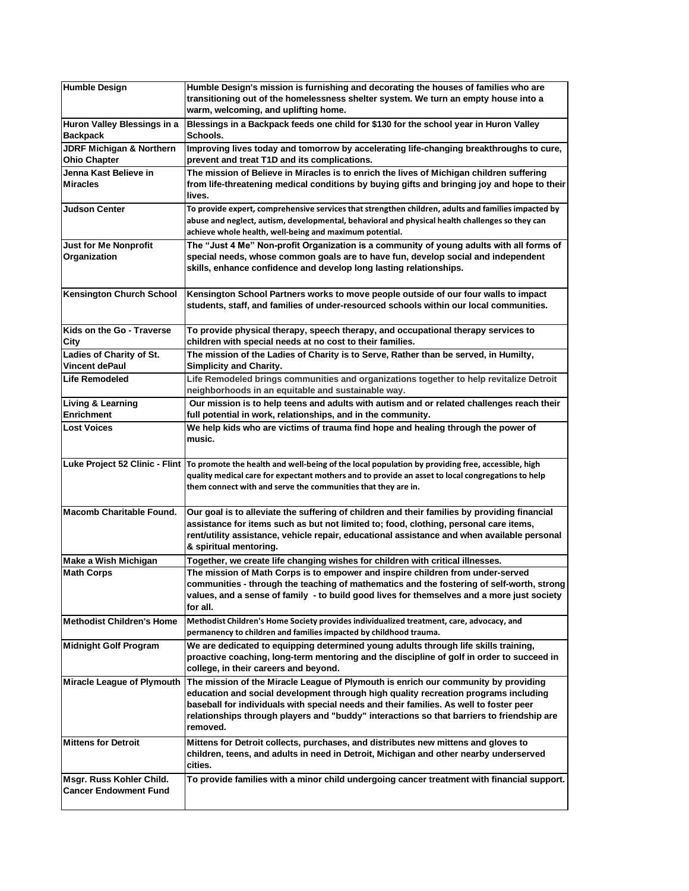| | |
|---|---|
| Humble Design | Humble Design's mission is furnishing and decorating the houses of families who are transitioning out of the homelessness shelter system. We turn an empty house into a warm, welcoming, and uplifting home. |
| Huron Valley Blessings in a Backpack | Blessings in a Backpack feeds one child for $130 for the school year in Huron Valley Schools. |
| JDRF Michigan & Northern Ohio Chapter | Improving lives today and tomorrow by accelerating life-changing breakthroughs to cure, prevent and treat T1D and its complications. |
| Jenna Kast Believe in Miracles | The mission of Believe in Miracles is to enrich the lives of Michigan children suffering from life-threatening medical conditions by buying gifts and bringing joy and hope to their lives. |
| Judson Center | To provide expert, comprehensive services that strengthen children, adults and families impacted by abuse and neglect, autism, developmental, behavioral and physical health challenges so they can achieve whole health, well-being and maximum potential. |
| Just for Me Nonprofit Organization | The "Just 4 Me" Non-profit Organization is a community of young adults with all forms of special needs, whose common goals are to have fun, develop social and independent skills, enhance confidence and develop long lasting relationships. |
| Kensington Church School | Kensington School Partners works to move people outside of our four walls to impact students, staff, and families of under-resourced schools within our local communities. |
| Kids on the Go - Traverse City | To provide physical therapy, speech therapy, and occupational therapy services to children with special needs at no cost to their families. |
| Ladies of Charity of St. Vincent dePaul | The mission of the Ladies of Charity is to Serve, Rather than be served, in Humilty, Simplicity and Charity. |
| Life Remodeled | Life Remodeled brings communities and organizations together to help revitalize Detroit neighborhoods in an equitable and sustainable way. |
| Living & Learning Enrichment | Our mission is to help teens and adults with autism and or related challenges reach their full potential in work, relationships, and in the community. |
| Lost Voices | We help kids who are victims of trauma find hope and healing through the power of music. |
| Luke Project 52 Clinic - Flint | To promote the health and well-being of the local population by providing free, accessible, high quality medical care for expectant mothers and to provide an asset to local congregations to help them connect with and serve the communities that they are in. |
| Macomb Charitable Found. | Our goal is to alleviate the suffering of children and their families by providing financial assistance for items such as but not limited to; food, clothing, personal care items, rent/utility assistance, vehicle repair, educational assistance and when available personal & spiritual mentoring. |
| Make a Wish Michigan | Together, we create life changing wishes for children with critical illnesses. |
| Math Corps | The mission of Math Corps is to empower and inspire children from under-served communities - through the teaching of mathematics and the fostering of self-worth, strong values, and a sense of family - to build good lives for themselves and a more just society for all. |
| Methodist Children's Home | Methodist Children's Home Society provides individualized treatment, care, advocacy, and permanency to children and families impacted by childhood trauma. |
| Midnight Golf Program | We are dedicated to equipping determined young adults through life skills training, proactive coaching, long-term mentoring and the discipline of golf in order to succeed in college, in their careers and beyond. |
| Miracle League of Plymouth | The mission of the Miracle League of Plymouth is enrich our community by providing education and social development through high quality recreation programs including baseball for individuals with special needs and their families. As well to foster peer relationships through players and "buddy" interactions so that barriers to friendship are removed. |
| Mittens for Detroit | Mittens for Detroit collects, purchases, and distributes new mittens and gloves to children, teens, and adults in need in Detroit, Michigan and other nearby underserved cities. |
| Msgr. Russ Kohler Child. Cancer Endowment Fund | To provide families with a minor child undergoing cancer treatment with financial support. |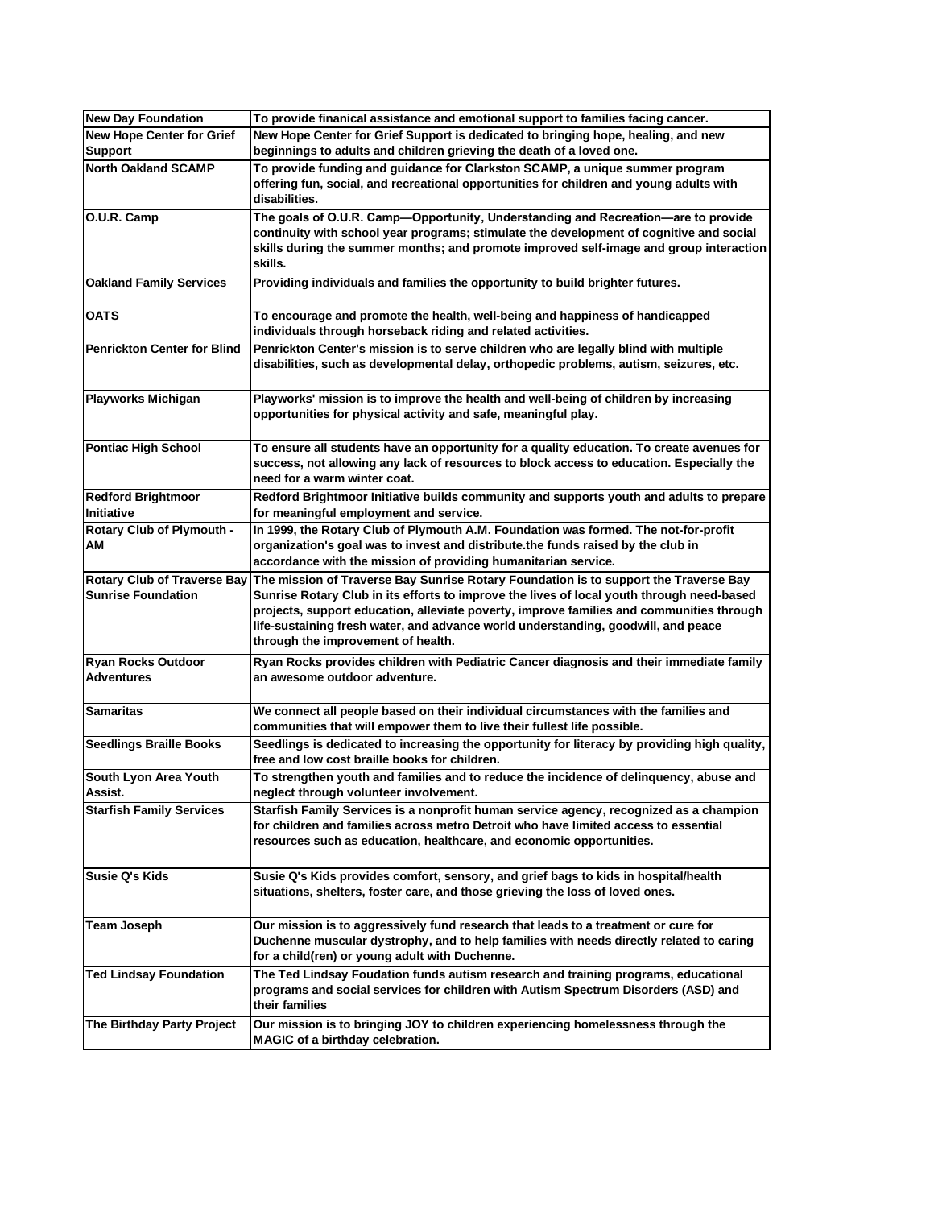| New Day Foundation | To provide finanical assistance and emotional support to families facing cancer. |
|---|---|
| New Hope Center for Grief Support | New Hope Center for Grief Support is dedicated to bringing hope, healing, and new beginnings to adults and children grieving the death of a loved one. |
| North Oakland SCAMP | To provide funding and guidance for Clarkston SCAMP, a unique summer program offering fun, social, and recreational opportunities for children and young adults with disabilities. |
| O.U.R. Camp | The goals of O.U.R. Camp—Opportunity, Understanding and Recreation—are to provide continuity with school year programs; stimulate the development of cognitive and social skills during the summer months; and promote improved self-image and group interaction skills. |
| Oakland Family Services | Providing individuals and families the opportunity to build brighter futures. |
| OATS | To encourage and promote the health, well-being and happiness of handicapped individuals through horseback riding and related activities. |
| Penrickton Center for Blind | Penrickton Center's mission is to serve children who are legally blind with multiple disabilities, such as developmental delay, orthopedic problems, autism, seizures, etc. |
| Playworks Michigan | Playworks' mission is to improve the health and well-being of children by increasing opportunities for physical activity and safe, meaningful play. |
| Pontiac High School | To ensure all students have an opportunity for a quality education. To create avenues for success, not allowing any lack of resources to block access to education. Especially the need for a warm winter coat. |
| Redford Brightmoor Initiative | Redford Brightmoor Initiative builds community and supports youth and adults to prepare for meaningful employment and service. |
| Rotary Club of Plymouth - AM | In 1999, the Rotary Club of Plymouth A.M. Foundation was formed. The not-for-profit organization's goal was to invest and distribute.the funds raised by the club in accordance with the mission of providing humanitarian service. |
| Rotary Club of Traverse Bay Sunrise Foundation | The mission of Traverse Bay Sunrise Rotary Foundation is to support the Traverse Bay Sunrise Rotary Club in its efforts to improve the lives of local youth through need-based projects, support education, alleviate poverty, improve families and communities through life-sustaining fresh water, and advance world understanding, goodwill, and peace through the improvement of health. |
| Ryan Rocks Outdoor Adventures | Ryan Rocks provides children with Pediatric Cancer diagnosis and their immediate family an awesome outdoor adventure. |
| Samaritas | We connect all people based on their individual circumstances with the families and communities that will empower them to live their fullest life possible. |
| Seedlings Braille Books | Seedlings is dedicated to increasing the opportunity for literacy by providing high quality, free and low cost braille books for children. |
| South Lyon Area Youth Assist. | To strengthen youth and families and to reduce the incidence of delinquency, abuse and neglect through volunteer involvement. |
| Starfish Family Services | Starfish Family Services is a nonprofit human service agency, recognized as a champion for children and families across metro Detroit who have limited access to essential resources such as education, healthcare, and economic opportunities. |
| Susie Q's Kids | Susie Q's Kids provides comfort, sensory, and grief bags to kids in hospital/health situations, shelters, foster care, and those grieving the loss of loved ones. |
| Team Joseph | Our mission is to aggressively fund research that leads to a treatment or cure for Duchenne muscular dystrophy, and to help families with needs directly related to caring for a child(ren) or young adult with Duchenne. |
| Ted Lindsay Foundation | The Ted Lindsay Foudation funds autism research and training programs, educational programs and social services for children with Autism Spectrum Disorders (ASD) and their families |
| The Birthday Party Project | Our mission is to bringing JOY to children experiencing homelessness through the MAGIC of a birthday celebration. |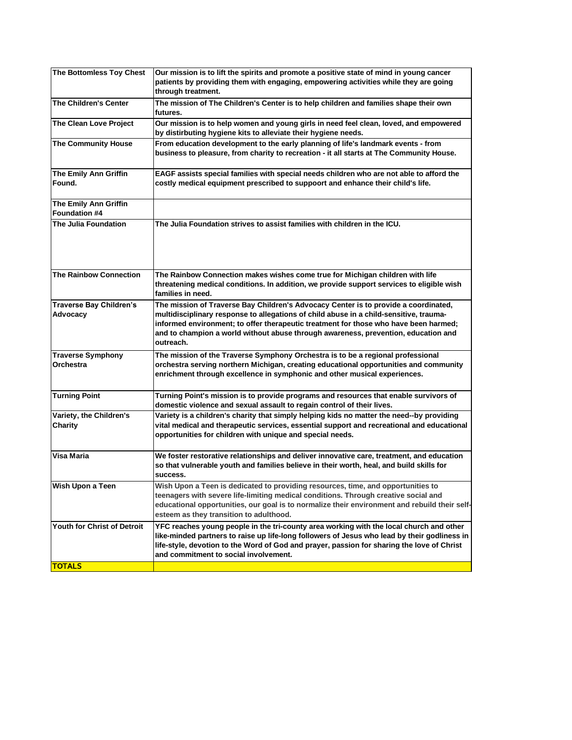| | |
|---|---|
| **The Bottomless Toy Chest** | **Our mission is to lift the spirits and promote a positive state of mind in young cancer patients by providing them with engaging, empowering activities while they are going through treatment.** |
| **The Children's Center** | **The mission of The Children's Center is to help children and families shape their own futures.** |
| **The Clean Love Project** | **Our mission is to help women and young girls in need feel clean, loved, and empowered by distirbuting hygiene kits to alleviate their hygiene needs.** |
| **The Community House** | **From education development to the early planning of life's landmark events - from business to pleasure, from charity to recreation - it all starts at The Community House.** |
| **The Emily Ann Griffin Found.** | **EAGF assists special families with special needs children who are not able to afford the costly medical equipment prescribed to suppoort and enhance their child's life.** |
| **The Emily Ann Griffin Foundation #4** | |
| **The Julia Foundation** | **The Julia Foundation strives to assist families with children in the ICU.** |
| **The Rainbow Connection** | **The Rainbow Connection makes wishes come true for Michigan children with life threatening medical conditions. In addition, we provide support services to eligible wish families in need.** |
| **Traverse Bay Children's Advocacy** | **The mission of Traverse Bay Children's Advocacy Center is to provide a coordinated, multidisciplinary response to allegations of child abuse in a child-sensitive, trauma-informed environment; to offer therapeutic treatment for those who have been harmed; and to champion a world without abuse through awareness, prevention, education and outreach.** |
| **Traverse Symphony Orchestra** | **The mission of the Traverse Symphony Orchestra is to be a regional professional orchestra serving northern Michigan, creating educational opportunities and community enrichment through excellence in symphonic and other musical experiences.** |
| **Turning Point** | **Turning Point's mission is to provide programs and resources that enable survivors of domestic violence and sexual assault to regain control of their lives.** |
| **Variety, the Children's Charity** | **Variety is a children's charity that simply helping kids no matter the need--by providing vital medical and therapeutic services, essential support and recreational and educational opportunities for children with unique and special needs.** |
| **Visa Maria** | **We foster restorative relationships and deliver innovative care, treatment, and education so that vulnerable youth and families believe in their worth, heal, and build skills for success.** |
| **Wish Upon a Teen** | **Wish Upon a Teen is dedicated to providing resources, time, and opportunities to teenagers with severe life-limiting medical conditions. Through creative social and educational opportunities, our goal is to normalize their environment and rebuild their self-esteem as they transition to adulthood.** |
| **Youth for Christ of Detroit** | **YFC reaches young people in the tri-county area working with the local church and other like-minded partners to raise up life-long followers of Jesus who lead by their godliness in life-style, devotion to the Word of God and prayer, passion for sharing the love of Christ and commitment to social involvement.** |
| **TOTALS** | |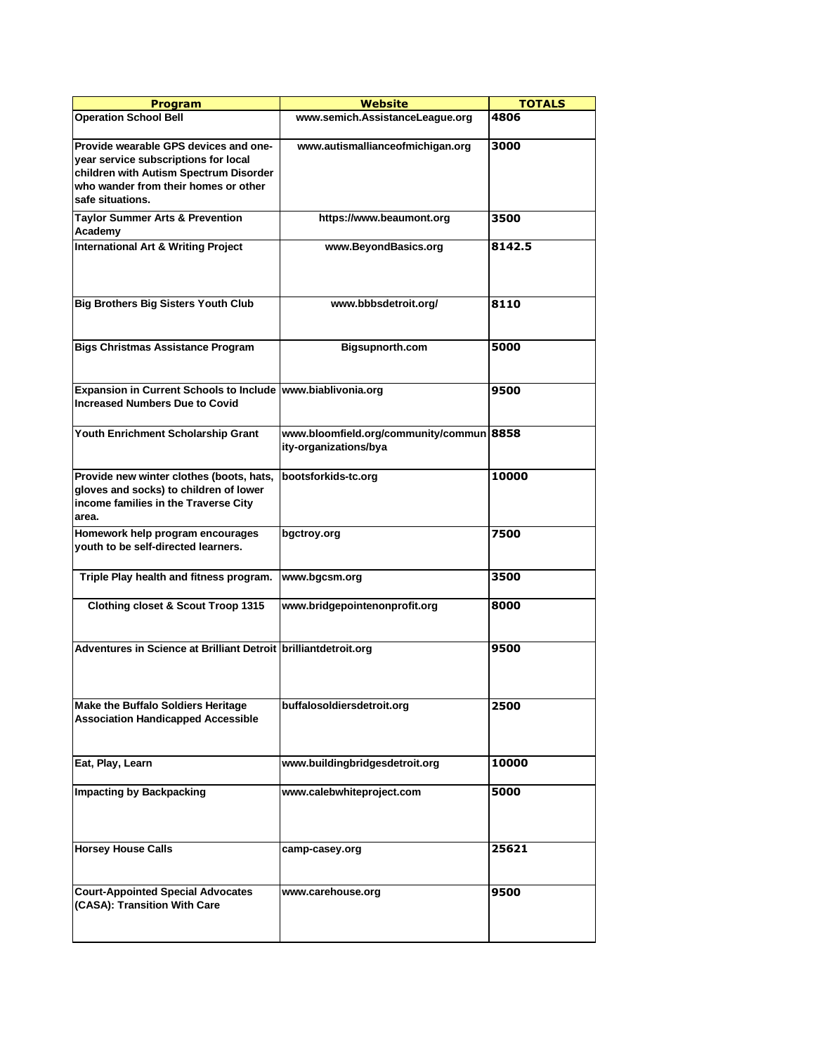| Program | Website | TOTALS |
|---|---|---|
| Operation School Bell | www.semich.AssistanceLeague.org | 4806 |
| Provide wearable GPS devices and one-year service subscriptions for local children with Autism Spectrum Disorder who wander from their homes or other safe situations. | www.autismallianceofmichigan.org | 3000 |
| Taylor Summer Arts & Prevention Academy | https://www.beaumont.org | 3500 |
| International Art & Writing Project | www.BeyondBasics.org | 8142.5 |
| Big Brothers Big Sisters Youth Club | www.bbbsdetroit.org/ | 8110 |
| Bigs Christmas Assistance Program | Bigsupnorth.com | 5000 |
| Expansion in Current Schools to Include Increased Numbers Due to Covid | www.biablivonia.org | 9500 |
| Youth Enrichment Scholarship Grant | www.bloomfield.org/community/community-organizations/bya | 8858 |
| Provide new winter clothes (boots, hats, gloves and socks) to children of lower income families in the Traverse City area. | bootsforkids-tc.org | 10000 |
| Homework help program encourages youth to be self-directed learners. | bgctroy.org | 7500 |
| Triple Play health and fitness program. | www.bgcsm.org | 3500 |
| Clothing closet & Scout Troop 1315 | www.bridgepointenonprofit.org | 8000 |
| Adventures in Science at Brilliant Detroit | brilliantdetroit.org | 9500 |
| Make the Buffalo Soldiers Heritage Association Handicapped Accessible | buffalosoldiersdetroit.org | 2500 |
| Eat, Play, Learn | www.buildingbridgesdetroit.org | 10000 |
| Impacting by Backpacking | www.calebwhiteproject.com | 5000 |
| Horsey House Calls | camp-casey.org | 25621 |
| Court-Appointed Special Advocates (CASA): Transition With Care | www.carehouse.org | 9500 |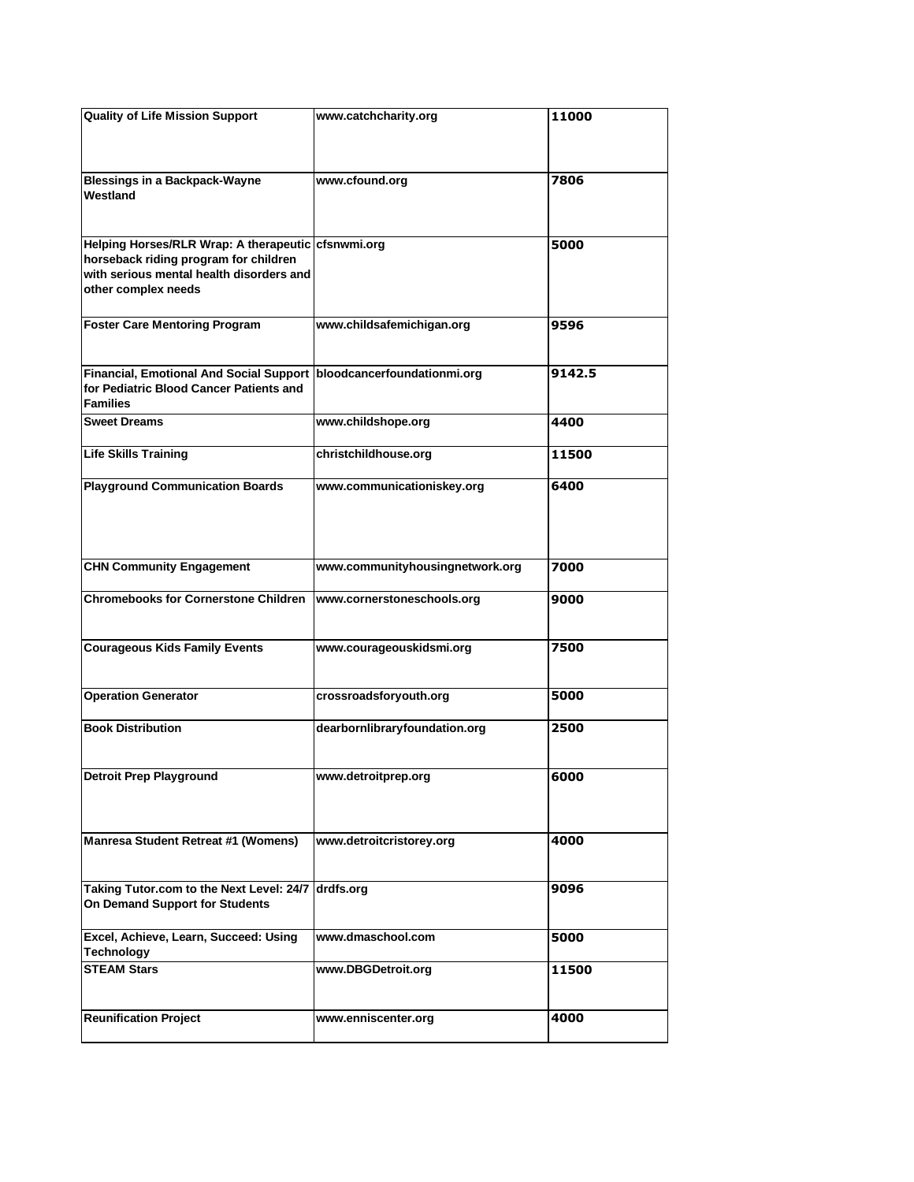| | | |
|---|---|---|
| **Quality of Life Mission Support** | **www.catchcharity.org** | **11000** |
| **Blessings in a Backpack-Wayne Westland** | **www.cfound.org** | **7806** |
| **Helping Horses/RLR Wrap: A therapeutic horseback riding program for children with serious mental health disorders and other complex needs** | **cfsnwmi.org** | **5000** |
| **Foster Care Mentoring Program** | **www.childsafemichigan.org** | **9596** |
| **Financial, Emotional And Social Support for Pediatric Blood Cancer Patients and Families** | **bloodcancerfoundationmi.org** | **9142.5** |
| **Sweet Dreams** | **www.childshope.org** | **4400** |
| **Life Skills Training** | **christchildhouse.org** | **11500** |
| **Playground Communication Boards** | **www.communicationiskey.org** | **6400** |
| **CHN Community Engagement** | **www.communityhousingnetwork.org** | **7000** |
| **Chromebooks for Cornerstone Children** | **www.cornerstoneschools.org** | **9000** |
| **Courageous Kids Family Events** | **www.courageouskidsmi.org** | **7500** |
| **Operation Generator** | **crossroadsforyouth.org** | **5000** |
| **Book Distribution** | **dearbornlibraryfoundation.org** | **2500** |
| **Detroit Prep Playground** | **www.detroitprep.org** | **6000** |
| **Manresa Student Retreat #1 (Womens)** | **www.detroitcristorey.org** | **4000** |
| **Taking Tutor.com to the Next Level: 24/7 On Demand Support for Students** | **drdfs.org** | **9096** |
| **Excel, Achieve, Learn, Succeed: Using Technology** | **www.dmaschool.com** | **5000** |
| **STEAM Stars** | **www.DBGDetroit.org** | **11500** |
| **Reunification Project** | **www.enniscenter.org** | **4000** |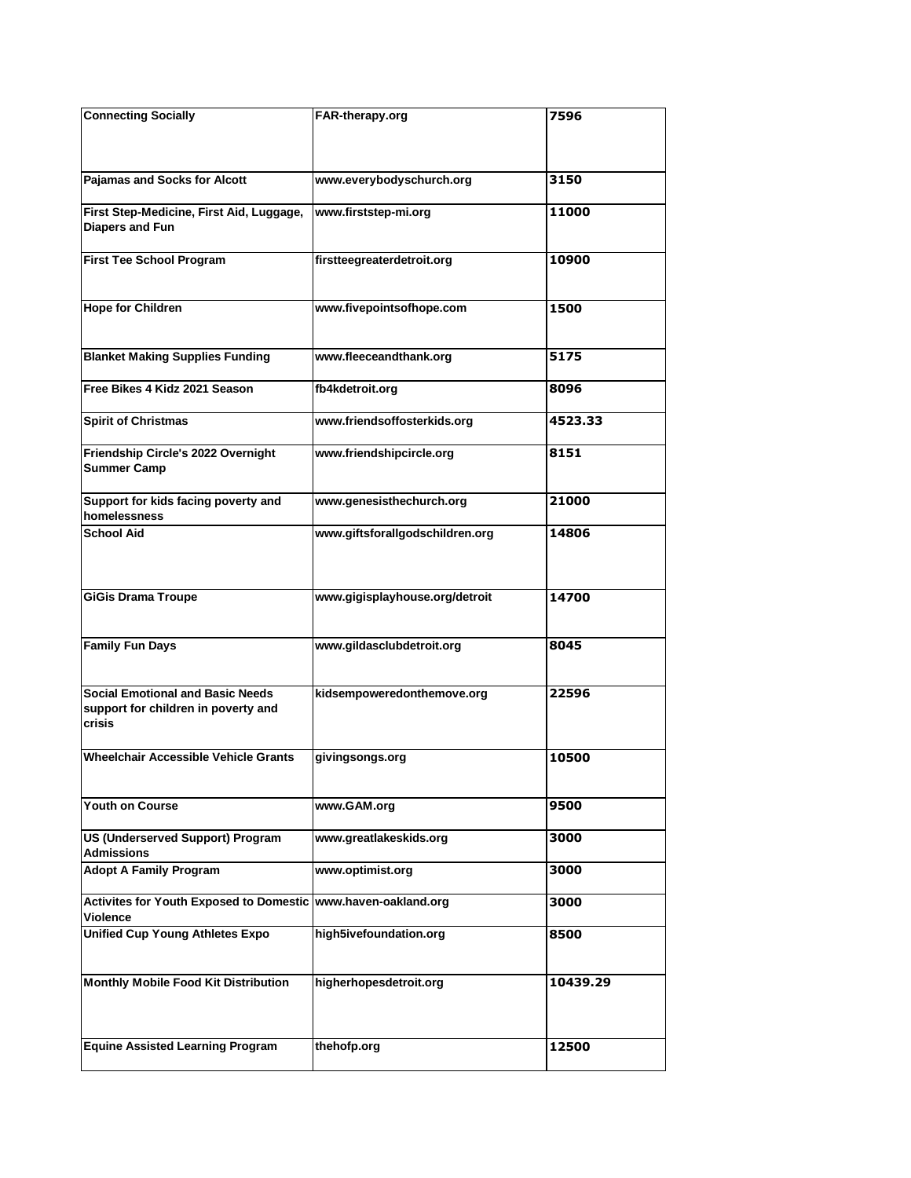| Connecting Socially | FAR-therapy.org | 7596 |
|---|---|---|
| Pajamas and Socks for Alcott | www.everybodyschurch.org | 3150 |
| First Step-Medicine, First Aid, Luggage, Diapers and Fun | www.firststep-mi.org | 11000 |
| First Tee School Program | firstteegreaterdetroit.org | 10900 |
| Hope for Children | www.fivepointsofhope.com | 1500 |
| Blanket Making Supplies Funding | www.fleeceandthank.org | 5175 |
| Free Bikes 4 Kidz 2021 Season | fb4kdetroit.org | 8096 |
| Spirit of Christmas | www.friendsoffosterkids.org | 4523.33 |
| Friendship Circle's 2022 Overnight Summer Camp | www.friendshipcircle.org | 8151 |
| Support for kids facing poverty and homelessness | www.genesisthechurch.org | 21000 |
| School Aid | www.giftsforallgodschildren.org | 14806 |
| GiGis Drama Troupe | www.gigisplayhouse.org/detroit | 14700 |
| Family Fun Days | www.gildasclubdetroit.org | 8045 |
| Social Emotional and Basic Needs support for children in poverty and crisis | kidsempoweredonthemove.org | 22596 |
| Wheelchair Accessible Vehicle Grants | givingsongs.org | 10500 |
| Youth on Course | www.GAM.org | 9500 |
| US (Underserved Support) Program Admissions | www.greatlakeskids.org | 3000 |
| Adopt A Family Program | www.optimist.org | 3000 |
| Activites for Youth Exposed to Domestic Violence | www.haven-oakland.org | 3000 |
| Unified Cup Young Athletes Expo | high5ivefoundation.org | 8500 |
| Monthly Mobile Food Kit Distribution | higherhopesdetroit.org | 10439.29 |
| Equine Assisted Learning Program | thehofp.org | 12500 |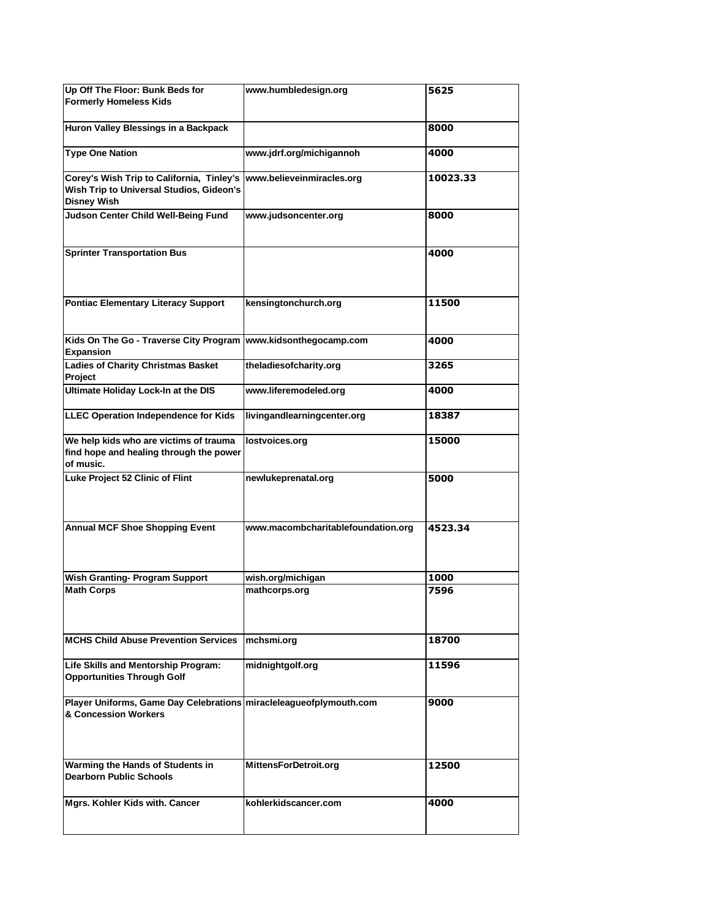| | | |
|---|---|---|
| Up Off The Floor: Bunk Beds for Formerly Homeless Kids | www.humbledesign.org | 5625 |
| Huron Valley Blessings in a Backpack | | 8000 |
| Type One Nation | www.jdrf.org/michigannoh | 4000 |
| Corey's Wish Trip to California, Tinley's Wish Trip to Universal Studios, Gideon's Disney Wish | www.believeinmiracles.org | 10023.33 |
| Judson Center Child Well-Being Fund | www.judsoncenter.org | 8000 |
| Sprinter Transportation Bus | | 4000 |
| Pontiac Elementary Literacy Support | kensingtonchurch.org | 11500 |
| Kids On The Go - Traverse City Program Expansion | www.kidsonthegocamp.com | 4000 |
| Ladies of Charity Christmas Basket Project | theladiesofcharity.org | 3265 |
| Ultimate Holiday Lock-In at the DIS | www.liferemodeled.org | 4000 |
| LLEC Operation Independence for Kids | livingandlearningcenter.org | 18387 |
| We help kids who are victims of trauma find hope and healing through the power of music. | lostvoices.org | 15000 |
| Luke Project 52 Clinic of Flint | newlukeprenatal.org | 5000 |
| Annual MCF Shoe Shopping Event | www.macombcharitablefoundation.org | 4523.34 |
| Wish Granting- Program Support | wish.org/michigan | 1000 |
| Math Corps | mathcorps.org | 7596 |
| MCHS Child Abuse Prevention Services | mchsmi.org | 18700 |
| Life Skills and Mentorship Program: Opportunities Through Golf | midnightgolf.org | 11596 |
| Player Uniforms, Game Day Celebrations & Concession Workers | miracleleagueofplymouth.com | 9000 |
| Warming the Hands of Students in Dearborn Public Schools | MittensForDetroit.org | 12500 |
| Mgrs. Kohler Kids with. Cancer | kohlerkidscancer.com | 4000 |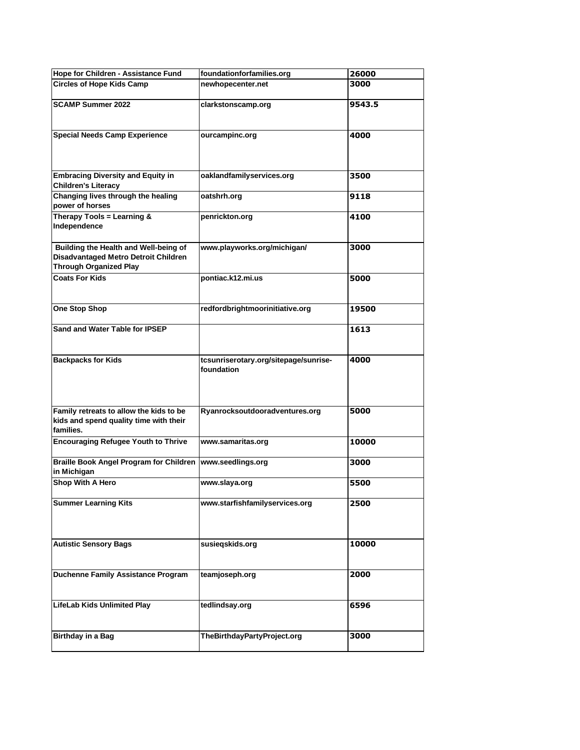| Hope for Children - Assistance Fund | foundationforfamilies.org | 26000 |
|---|---|---|
| Circles of Hope Kids Camp | newhopecenter.net | 3000 |
| SCAMP Summer 2022 | clarkstonscamp.org | 9543.5 |
| Special Needs Camp Experience | ourcampinc.org | 4000 |
| Embracing Diversity and Equity in Children's Literacy | oaklandfamilyservices.org | 3500 |
| Changing lives through the healing power of horses | oatshrh.org | 9118 |
| Therapy Tools = Learning & Independence | penrickton.org | 4100 |
| Building the Health and Well-being of Disadvantaged Metro Detroit Children Through Organized Play | www.playworks.org/michigan/ | 3000 |
| Coats For Kids | pontiac.k12.mi.us | 5000 |
| One Stop Shop | redfordbrightmoorinitiative.org | 19500 |
| Sand and Water Table for IPSEP | | 1613 |
| Backpacks for Kids | tcsunriserotary.org/sitepage/sunrise-foundation | 4000 |
| Family retreats to allow the kids to be kids and spend quality time with their families. | Ryanrocksoutdooradventures.org | 5000 |
| Encouraging Refugee Youth to Thrive | www.samaritas.org | 10000 |
| Braille Book Angel Program for Children in Michigan | www.seedlings.org | 3000 |
| Shop With A Hero | www.slaya.org | 5500 |
| Summer Learning Kits | www.starfishfamilyservices.org | 2500 |
| Autistic Sensory Bags | susieqskids.org | 10000 |
| Duchenne Family Assistance Program | teamjoseph.org | 2000 |
| LifeLab Kids Unlimited Play | tedlindsay.org | 6596 |
| Birthday in a Bag | TheBirthdayPartyProject.org | 3000 |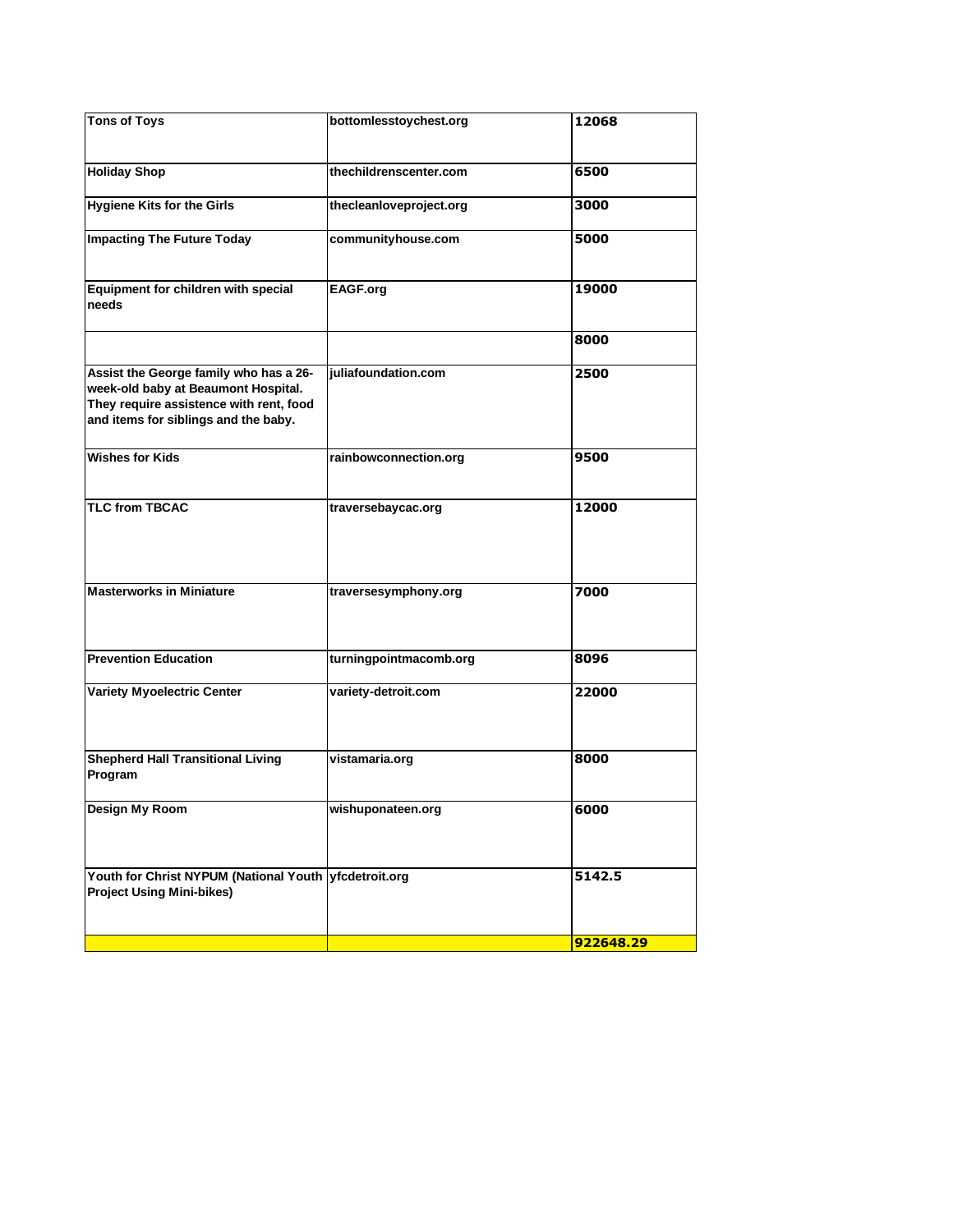| | | |
|---|---|---|
| Tons of Toys | bottomlesstoychest.org | 12068 |
| Holiday Shop | thechildrenscenter.com | 6500 |
| Hygiene Kits for the Girls | thecleanloveproject.org | 3000 |
| Impacting The Future Today | communityhouse.com | 5000 |
| Equipment for children with special needs | EAGF.org | 19000 |
| | | 8000 |
| Assist the George family who has a 26-week-old baby at Beaumont Hospital. They require assistence with rent, food and items for siblings and the baby. | juliafoundation.com | 2500 |
| Wishes for Kids | rainbowconnection.org | 9500 |
| TLC from TBCAC | traversebaycac.org | 12000 |
| Masterworks in Miniature | traversesymphony.org | 7000 |
| Prevention Education | turningpointmacomb.org | 8096 |
| Variety Myoelectric Center | variety-detroit.com | 22000 |
| Shepherd Hall Transitional Living Program | vistamaria.org | 8000 |
| Design My Room | wishuponateen.org | 6000 |
| Youth for Christ NYPUM (National Youth Project Using Mini-bikes) | yfcdetroit.org | 5142.5 |
| | | 922648.29 |